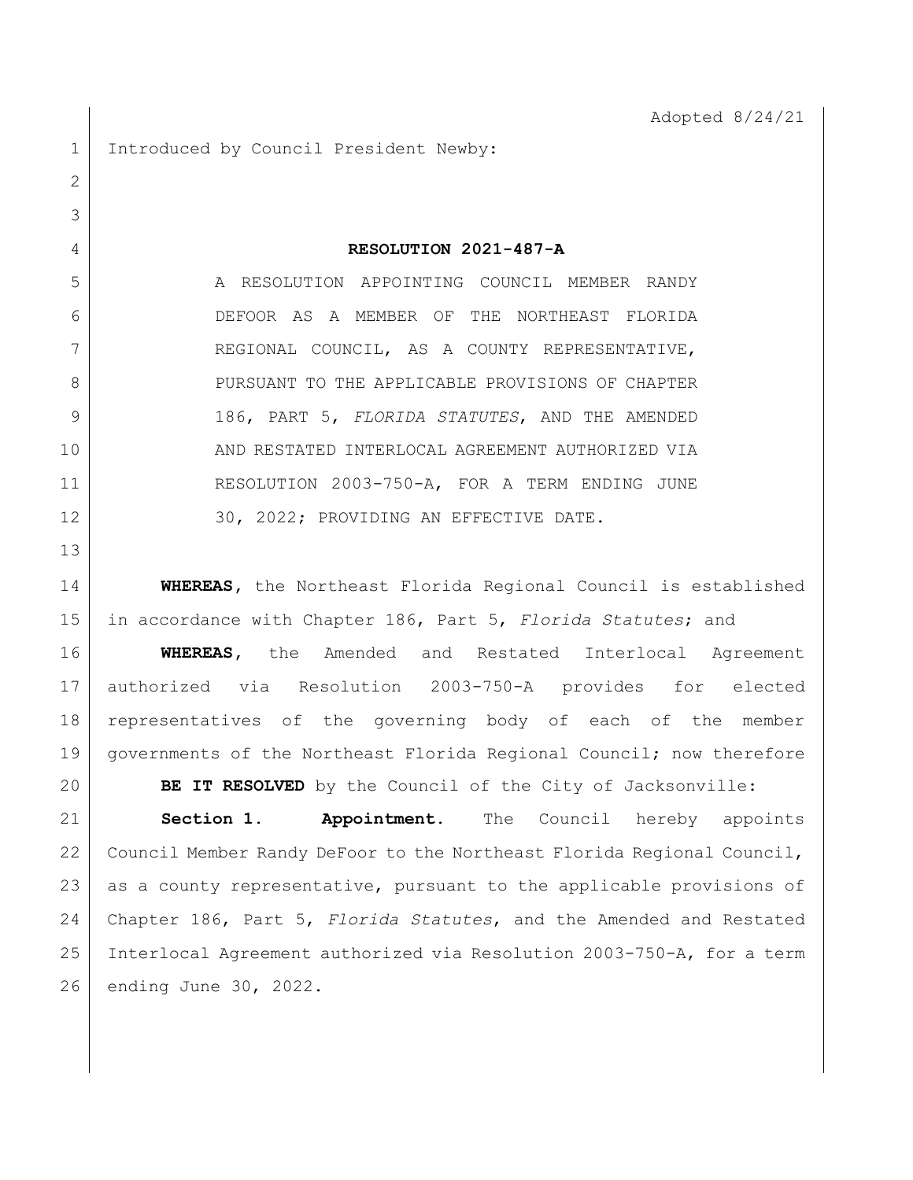Adopted 8/24/21

Introduced by Council President Newby:

**RESOLUTION 2021-487-A**

A RESOLUTION APPOINTING COUNCIL MEMBER RANDY DEFOOR AS A MEMBER OF THE NORTHEAST FLORIDA REGIONAL COUNCIL, AS A COUNTY REPRESENTATIVE, PURSUANT TO THE APPLICABLE PROVISIONS OF CHAPTER 186, PART 5, *FLORIDA STATUTES*, AND THE AMENDED AND RESTATED INTERLOCAL AGREEMENT AUTHORIZED VIA RESOLUTION 2003-750-A, FOR A TERM ENDING JUNE 30, 2022; PROVIDING AN EFFECTIVE DATE.

**WHEREAS,** the Northeast Florida Regional Council is established in accordance with Chapter 186, Part 5, *Florida Statutes*; and

**WHEREAS,** the Amended and Restated Interlocal Agreement authorized via Resolution 2003-750-A provides for elected representatives of the governing body of each of the member governments of the Northeast Florida Regional Council; now therefore

**BE IT RESOLVED** by the Council of the City of Jacksonville:

**Section 1. Appointment.** The Council hereby appoints Council Member Randy DeFoor to the Northeast Florida Regional Council, as a county representative, pursuant to the applicable provisions of Chapter 186, Part 5, *Florida Statutes*, and the Amended and Restated Interlocal Agreement authorized via Resolution 2003-750-A, for a term ending June 30, 2022.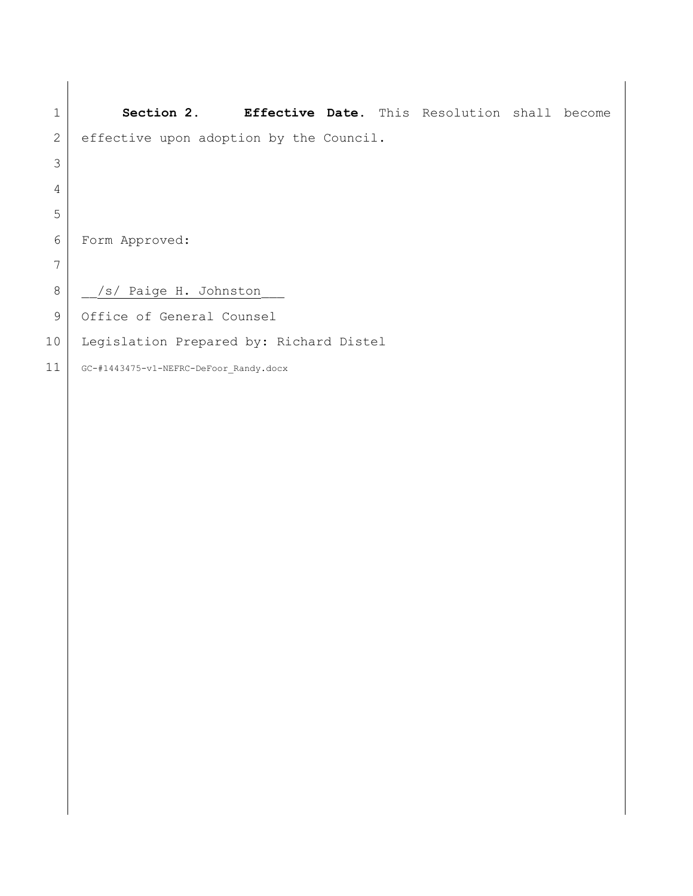**Section 2. Effective Date.** This Resolution shall become effective upon adoption by the Council.

Form Approved:

__/s/ Paige H. Johnston___

Office of General Counsel

Legislation Prepared by: Richard Distel

GC-#1443475-v1-NEFRC-DeFoor_Randy.docx